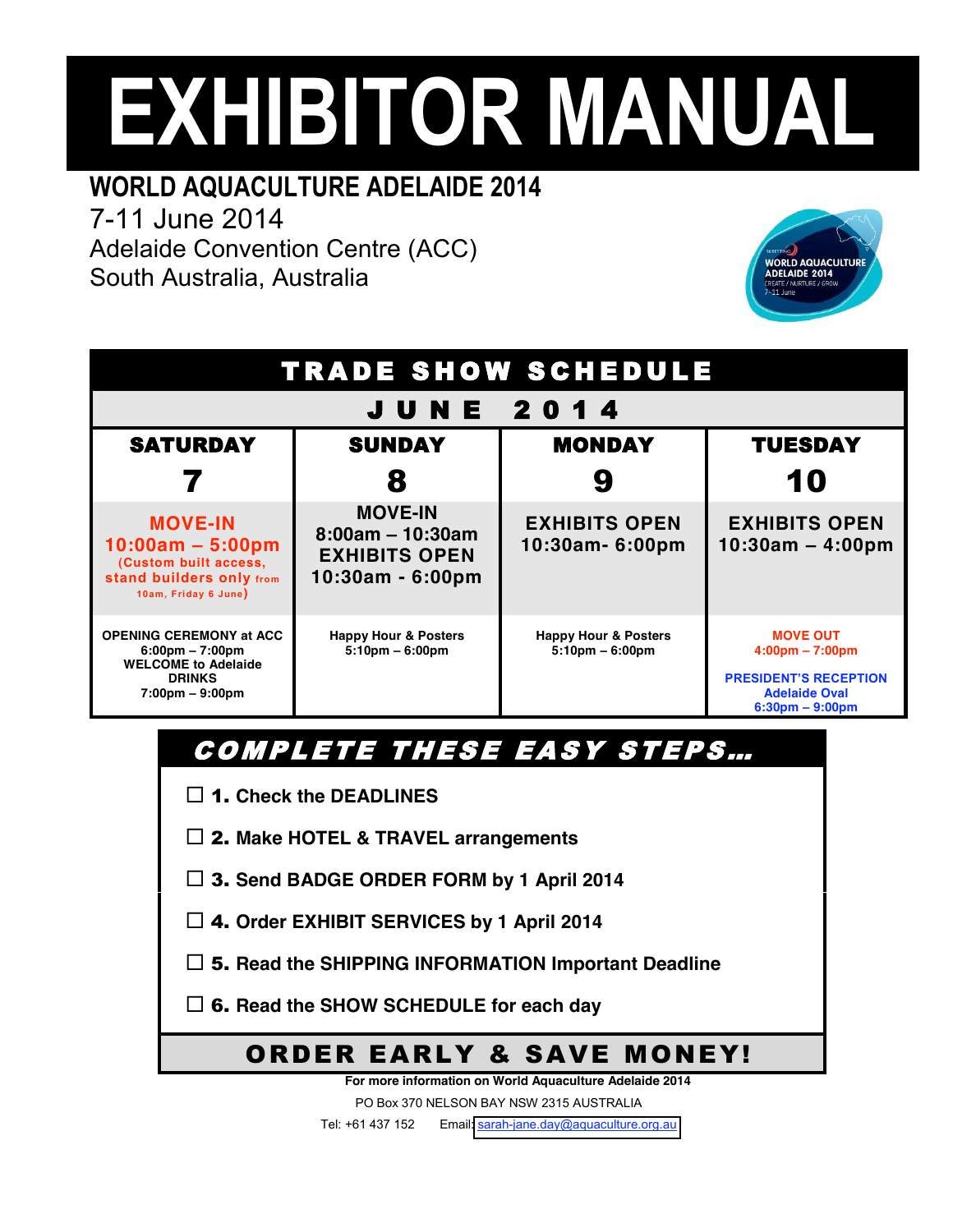# EXHIBITOR MANUAL

## WORLD AQUACULTURE ADELAIDE 2014

7-11 June 2014
Adelaide Convention Centre (ACC)
South Australia, Australia

| TRADE SHOW SCHEDULE | | | |
|---|---|---|---|
| **JUNE 2014** | | | |
| **SATURDAY 7** | **SUNDAY 8** | **MONDAY 9** | **TUESDAY 10** |
| **MOVE-IN 10:00am – 5:00pm** (Custom built access, stand builders only from 10am, Friday 6 June) | **MOVE-IN 8:00am – 10:30am EXHIBITS OPEN 10:30am - 6:00pm** | **EXHIBITS OPEN 10:30am- 6:00pm** | **EXHIBITS OPEN 10:30am – 4:00pm** |
| OPENING CEREMONY at ACC 6:00pm – 7:00pm WELCOME to Adelaide DRINKS 7:00pm – 9:00pm | Happy Hour & Posters 5:10pm – 6:00pm | Happy Hour & Posters 5:10pm – 6:00pm | MOVE OUT 4:00pm – 7:00pm PRESIDENT'S RECEPTION Adelaide Oval 6:30pm – 9:00pm |

## COMPLETE THESE EASY STEPS...

- ☐ **1. Check the DEADLINES**
- ☐ **2. Make HOTEL & TRAVEL arrangements**
- ☐ **3. Send BADGE ORDER FORM by 1 April 2014**
- ☐ **4. Order EXHIBIT SERVICES by 1 April 2014**
- ☐ **5. Read the SHIPPING INFORMATION Important Deadline**
- ☐ **6. Read the SHOW SCHEDULE for each day**

## ORDER EARLY & SAVE MONEY!

**For more information on World Aquaculture Adelaide 2014**

PO Box 370 NELSON BAY NSW 2315 AUSTRALIA

Tel: +61 437 152 Email: sarah-jane.day@aquaculture.org.au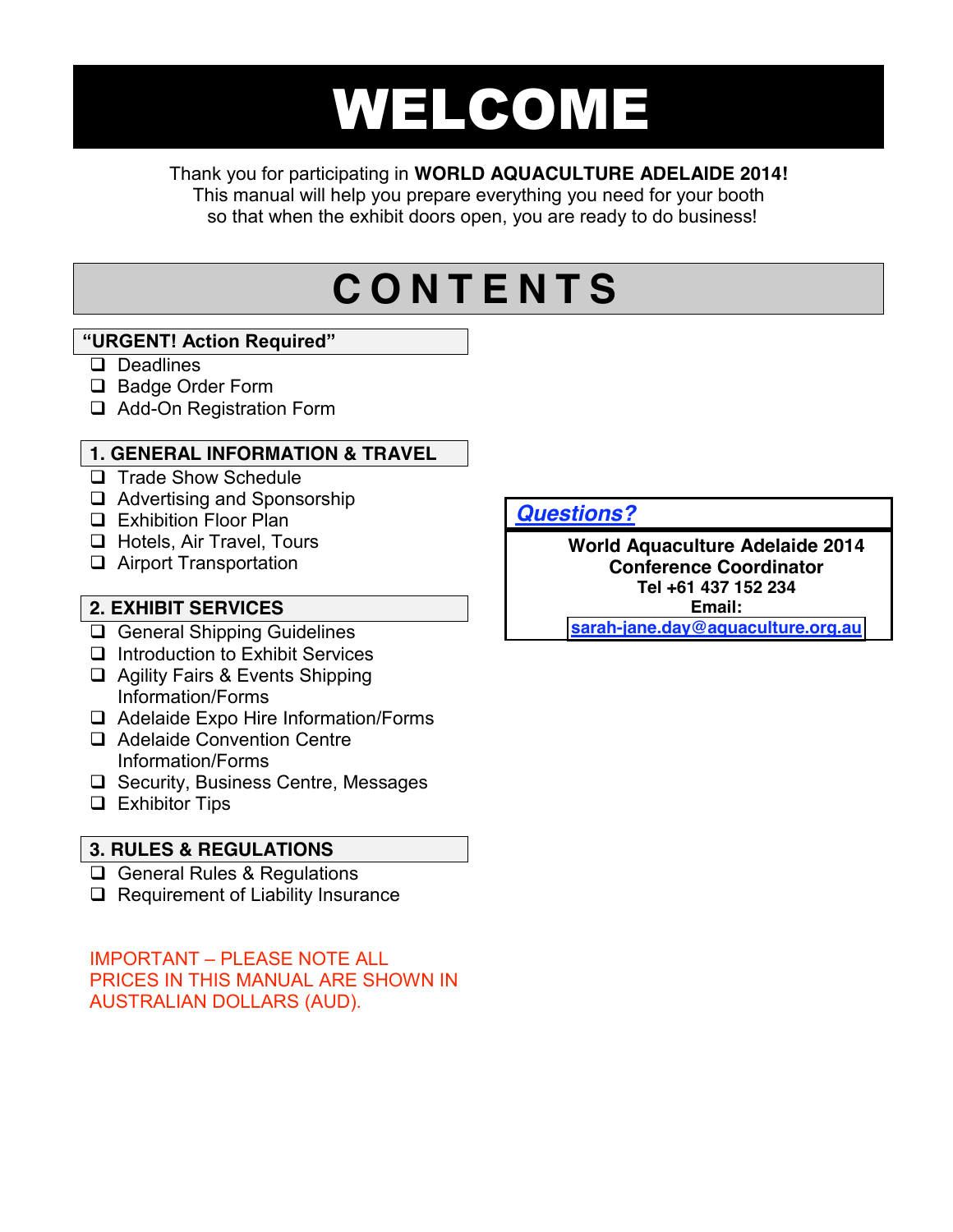# WELCOME

Thank you for participating in **WORLD AQUACULTURE ADELAIDE 2014!**
This manual will help you prepare everything you need for your booth so that when the exhibit doors open, you are ready to do business!

# CONTENTS

### "URGENT! Action Required"

- ❑ Deadlines
- ❑ Badge Order Form
- ❑ Add-On Registration Form

### 1. GENERAL INFORMATION & TRAVEL

- ❑ Trade Show Schedule
- ❑ Advertising and Sponsorship
- ❑ Exhibition Floor Plan
- ❑ Hotels, Air Travel, Tours
- ❑ Airport Transportation

### 2. EXHIBIT SERVICES

- ❑ General Shipping Guidelines
- ❑ Introduction to Exhibit Services
- ❑ Agility Fairs & Events Shipping Information/Forms
- ❑ Adelaide Expo Hire Information/Forms
- ❑ Adelaide Convention Centre Information/Forms
- ❑ Security, Business Centre, Messages
- ❑ Exhibitor Tips

### 3. RULES & REGULATIONS

- ❑ General Rules & Regulations
- ❑ Requirement of Liability Insurance

IMPORTANT – PLEASE NOTE ALL PRICES IN THIS MANUAL ARE SHOWN IN AUSTRALIAN DOLLARS (AUD).

***Questions?***

**World Aquaculture Adelaide 2014**
**Conference Coordinator**
**Tel +61 437 152 234**
**Email:**
**sarah-jane.day@aquaculture.org.au**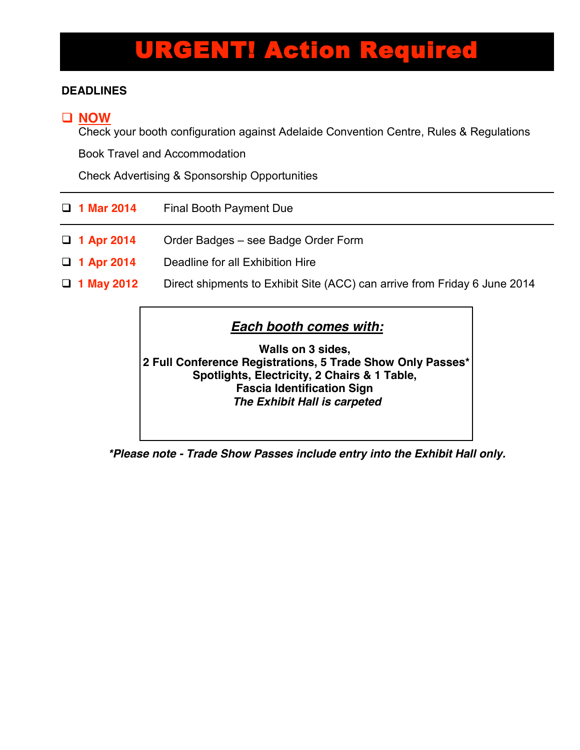# URGENT! Action Required

**DEADLINES**

❑ **NOW**

Check your booth configuration against Adelaide Convention Centre, Rules & Regulations

Book Travel and Accommodation

Check Advertising & Sponsorship Opportunities

---

❑ **1 Mar 2014** Final Booth Payment Due

---

❑ **1 Apr 2014** Order Badges – see Badge Order Form

❑ **1 Apr 2014** Deadline for all Exhibition Hire

❑ **1 May 2012** Direct shipments to Exhibit Site (ACC) can arrive from Friday 6 June 2014

***Each booth comes with:***

**Walls on 3 sides,**
**2 Full Conference Registrations, 5 Trade Show Only Passes***
**Spotlights, Electricity, 2 Chairs & 1 Table,**
**Fascia Identification Sign**
***The Exhibit Hall is carpeted***

****Please note - Trade Show Passes include entry into the Exhibit Hall only.***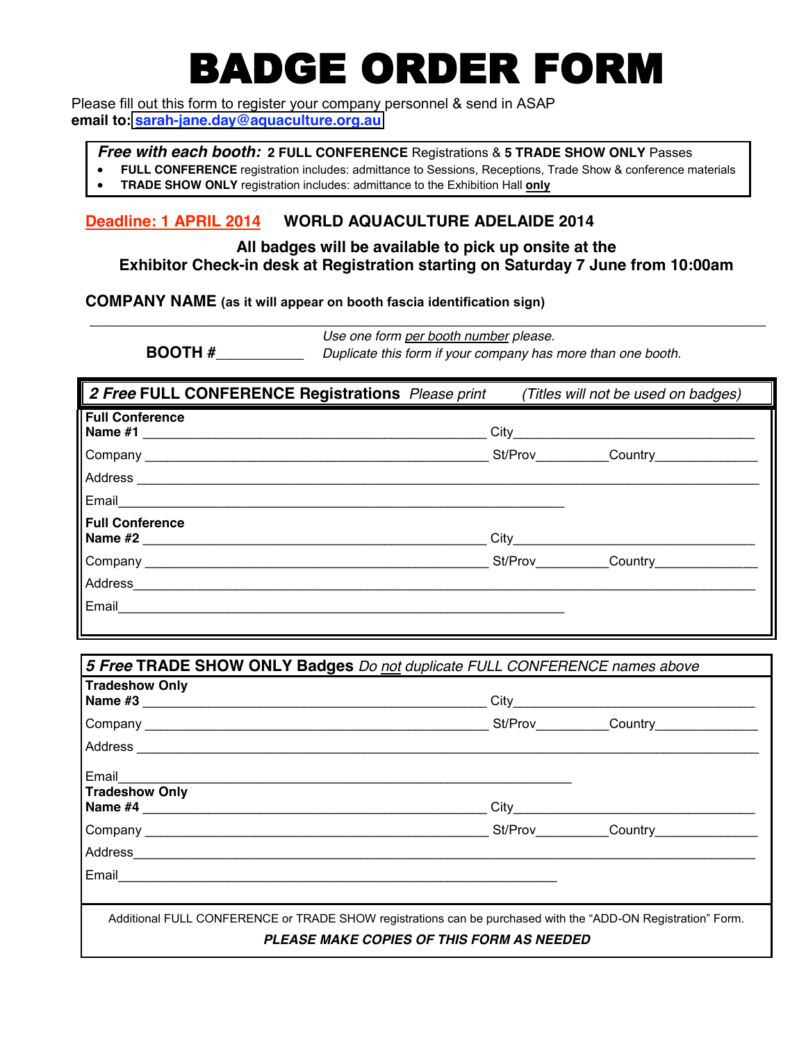# BADGE ORDER FORM

Please fill out this form to register your company personnel & send in ASAP
**email to:** sarah-jane.day@aquaculture.org.au

***Free with each booth:*** **2 FULL CONFERENCE** Registrations & **5 TRADE SHOW ONLY** Passes

- **FULL CONFERENCE** registration includes: admittance to Sessions, Receptions, Trade Show & conference materials
- **TRADE SHOW ONLY** registration includes: admittance to the Exhibition Hall **only**

**Deadline: 1 APRIL 2014** **WORLD AQUACULTURE ADELAIDE 2014**

**All badges will be available to pick up onsite at the Exhibitor Check-in desk at Registration starting on Saturday 7 June from 10:00am**

**COMPANY NAME (as it will appear on booth fascia identification sign)**

_______________________________________________________________________________

**BOOTH #**__________ *Use one form per booth number please. Duplicate this form if your company has more than one booth.*

## *2 Free* FULL CONFERENCE Registrations *Please print (Titles will not be used on badges)*

**Full Conference Name #1** ______________________________ City______________________

Company ______________________________ St/Prov__________ Country______________

Address ____________________________________________________________________

Email______________________________________________

**Full Conference Name #2** ______________________________ City______________________

Company ______________________________ St/Prov__________ Country______________

Address____________________________________________________________________

Email______________________________________________

## *5 Free* TRADE SHOW ONLY Badges *Do not duplicate FULL CONFERENCE names above*

**Tradeshow Only Name #3** ______________________________ City______________________

Company ______________________________ St/Prov__________ Country______________

Address ____________________________________________________________________

Email______________________________________________

**Tradeshow Only Name #4** ______________________________ City______________________

Company ______________________________ St/Prov__________ Country______________

Address____________________________________________________________________

Email______________________________________________

Additional FULL CONFERENCE or TRADE SHOW registrations can be purchased with the "ADD-ON Registration" Form.

***PLEASE MAKE COPIES OF THIS FORM AS NEEDED***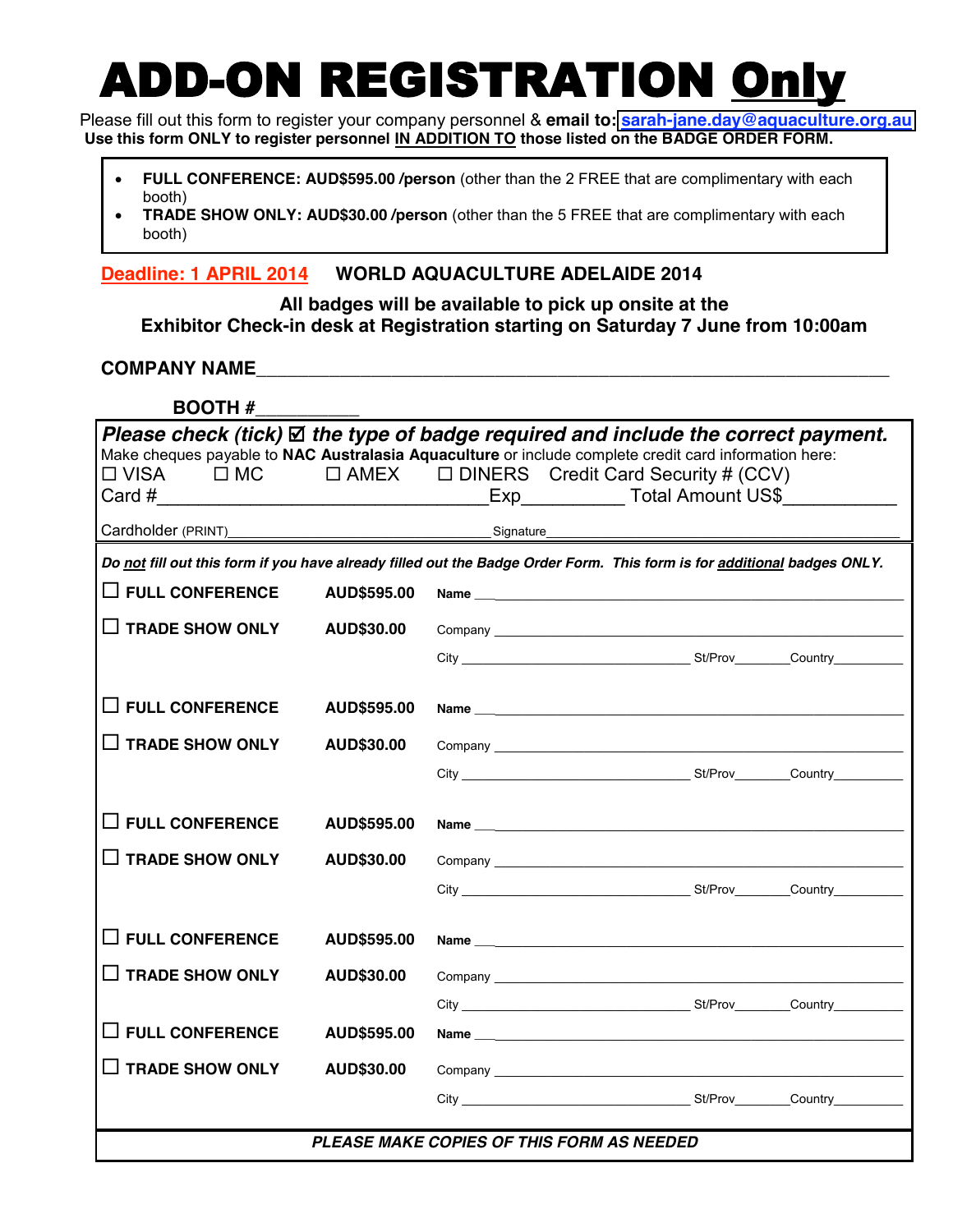# ADD-ON REGISTRATION Only

Please fill out this form to register your company personnel & **email to: sarah-jane.day@aquaculture.org.au**

**Use this form ONLY to register personnel IN ADDITION TO those listed on the BADGE ORDER FORM.**

- **FULL CONFERENCE: AUD$595.00 /person** (other than the 2 FREE that are complimentary with each booth)
- **TRADE SHOW ONLY: AUD$30.00 /person** (other than the 5 FREE that are complimentary with each booth)

**Deadline: 1 APRIL 2014** **WORLD AQUACULTURE ADELAIDE 2014**

**All badges will be available to pick up onsite at the Exhibitor Check-in desk at Registration starting on Saturday 7 June from 10:00am**

**COMPANY NAME**\_\_\_\_\_\_\_\_\_\_\_\_\_\_\_\_\_\_\_\_\_\_\_\_\_\_\_\_\_\_\_\_\_\_\_\_\_\_\_\_\_\_\_\_\_\_\_\_

**BOOTH #**\_\_\_\_\_\_\_\_\_\_

***Please check (tick) ☑ the type of badge required and include the correct payment.***

Make cheques payable to **NAC Australasia Aquaculture** or include complete credit card information here:

☐ VISA ☐ MC ☐ AMEX ☐ DINERS Credit Card Security # (CCV)

Card #\_\_\_\_\_\_\_\_\_\_\_\_\_\_\_\_\_\_\_\_\_\_\_\_\_\_\_\_\_\_\_\_Exp\_\_\_\_\_\_\_\_\_\_ Total Amount US$\_\_\_\_\_\_\_\_\_\_\_

Cardholder (PRINT)\_\_\_\_\_\_\_\_\_\_\_\_\_\_\_\_\_\_\_\_\_\_\_\_\_\_\_\_\_\_\_\_ Signature\_\_\_\_\_\_\_\_\_\_\_\_\_\_\_\_\_\_\_\_\_\_\_\_\_\_\_\_\_\_\_\_

***Do not fill out this form if you have already filled out the Badge Order Form. This form is for additional badges ONLY.***

| | | |
|---|---|---|
| ☐ **FULL CONFERENCE** | **AUD$595.00** | **Name** \_\_\_\_\_\_\_\_\_\_\_\_\_\_\_\_\_\_\_\_\_\_\_\_\_\_\_\_ |
| ☐ **TRADE SHOW ONLY** | **AUD$30.00** | Company \_\_\_\_\_\_\_\_\_\_\_\_\_\_\_\_\_\_\_\_\_\_\_\_\_\_\_\_ |
| | | City \_\_\_\_\_\_\_\_\_\_\_\_\_\_\_\_ St/Prov\_\_\_\_\_\_\_ Country\_\_\_\_\_\_\_\_\_ |
| ☐ **FULL CONFERENCE** | **AUD$595.00** | **Name** \_\_\_\_\_\_\_\_\_\_\_\_\_\_\_\_\_\_\_\_\_\_\_\_\_\_\_\_ |
| ☐ **TRADE SHOW ONLY** | **AUD$30.00** | Company \_\_\_\_\_\_\_\_\_\_\_\_\_\_\_\_\_\_\_\_\_\_\_\_\_\_\_\_ |
| | | City \_\_\_\_\_\_\_\_\_\_\_\_\_\_\_\_ St/Prov\_\_\_\_\_\_\_ Country\_\_\_\_\_\_\_\_\_ |
| ☐ **FULL CONFERENCE** | **AUD$595.00** | **Name** \_\_\_\_\_\_\_\_\_\_\_\_\_\_\_\_\_\_\_\_\_\_\_\_\_\_\_\_ |
| ☐ **TRADE SHOW ONLY** | **AUD$30.00** | Company \_\_\_\_\_\_\_\_\_\_\_\_\_\_\_\_\_\_\_\_\_\_\_\_\_\_\_\_ |
| | | City \_\_\_\_\_\_\_\_\_\_\_\_\_\_\_\_ St/Prov\_\_\_\_\_\_\_ Country\_\_\_\_\_\_\_\_\_ |
| ☐ **FULL CONFERENCE** | **AUD$595.00** | **Name** \_\_\_\_\_\_\_\_\_\_\_\_\_\_\_\_\_\_\_\_\_\_\_\_\_\_\_\_ |
| ☐ **TRADE SHOW ONLY** | **AUD$30.00** | Company \_\_\_\_\_\_\_\_\_\_\_\_\_\_\_\_\_\_\_\_\_\_\_\_\_\_\_\_ |
| | | City \_\_\_\_\_\_\_\_\_\_\_\_\_\_\_\_ St/Prov\_\_\_\_\_\_\_ Country\_\_\_\_\_\_\_\_\_ |
| ☐ **FULL CONFERENCE** | **AUD$595.00** | **Name** \_\_\_\_\_\_\_\_\_\_\_\_\_\_\_\_\_\_\_\_\_\_\_\_\_\_\_\_ |
| ☐ **TRADE SHOW ONLY** | **AUD$30.00** | Company \_\_\_\_\_\_\_\_\_\_\_\_\_\_\_\_\_\_\_\_\_\_\_\_\_\_\_\_ |
| | | City \_\_\_\_\_\_\_\_\_\_\_\_\_\_\_\_ St/Prov\_\_\_\_\_\_\_ Country\_\_\_\_\_\_\_\_\_ |

***PLEASE MAKE COPIES OF THIS FORM AS NEEDED***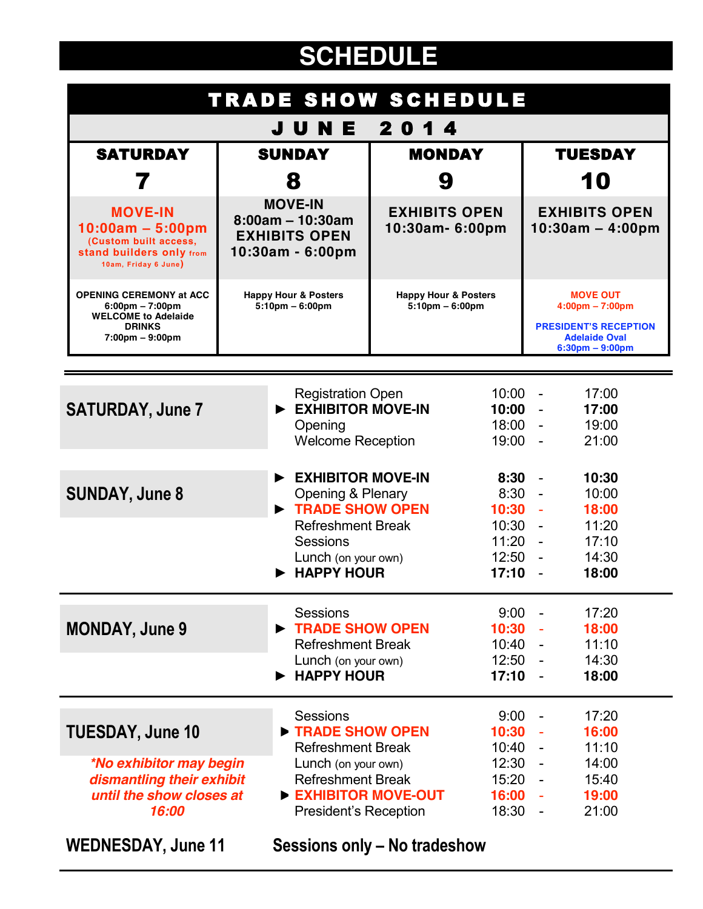# SCHEDULE

## TRADE SHOW SCHEDULE

### JUNE 2014

| SATURDAY 7 | SUNDAY 8 | MONDAY 9 | TUESDAY 10 |
|---|---|---|---|
| **MOVE-IN 10:00am – 5:00pm** (Custom built access, stand builders only from 10am, Friday 6 June) | **MOVE-IN 8:00am – 10:30am EXHIBITS OPEN 10:30am - 6:00pm** | **EXHIBITS OPEN 10:30am- 6:00pm** | **EXHIBITS OPEN 10:30am – 4:00pm** |
| **OPENING CEREMONY at ACC 6:00pm – 7:00pm WELCOME to Adelaide DRINKS 7:00pm – 9:00pm** | **Happy Hour & Posters 5:10pm – 6:00pm** | **Happy Hour & Posters 5:10pm – 6:00pm** | **MOVE OUT 4:00pm – 7:00pm** <br> **PRESIDENT'S RECEPTION Adelaide Oval 6:30pm – 9:00pm** |

---

| Day | Event | Start | | End |
|---|---|---|---|---|
| **SATURDAY, June 7** | Registration Open | 10:00 | - | 17:00 |
| | ► **EXHIBITOR MOVE-IN** | **10:00** | - | **17:00** |
| | Opening | 18:00 | - | 19:00 |
| | Welcome Reception | 19:00 | - | 21:00 |
| **SUNDAY, June 8** | ► **EXHIBITOR MOVE-IN** | **8:30** | - | **10:30** |
| | Opening & Plenary | 8:30 | - | 10:00 |
| | ► **TRADE SHOW OPEN** | **10:30** | - | **18:00** |
| | Refreshment Break | 10:30 | - | 11:20 |
| | Sessions | 11:20 | - | 17:10 |
| | Lunch (on your own) | 12:50 | - | 14:30 |
| | ► **HAPPY HOUR** | **17:10** | - | **18:00** |
| **MONDAY, June 9** | Sessions | 9:00 | - | 17:20 |
| | ► **TRADE SHOW OPEN** | **10:30** | - | **18:00** |
| | Refreshment Break | 10:40 | - | 11:10 |
| | Lunch (on your own) | 12:50 | - | 14:30 |
| | ► **HAPPY HOUR** | **17:10** | - | **18:00** |
| **TUESDAY, June 10** | Sessions | 9:00 | - | 17:20 |
| | ► **TRADE SHOW OPEN** | **10:30** | - | **16:00** |
| | Refreshment Break | 10:40 | - | 11:10 |
| | Lunch (on your own) | 12:30 | - | 14:00 |
| | Refreshment Break | 15:20 | - | 15:40 |
| | ► **EXHIBITOR MOVE-OUT** | **16:00** | - | **19:00** |
| | President's Reception | 18:30 | - | 21:00 |

***No exhibitor may begin dismantling their exhibit until the show closes at 16:00**

**WEDNESDAY, June 11** — **Sessions only – No tradeshow**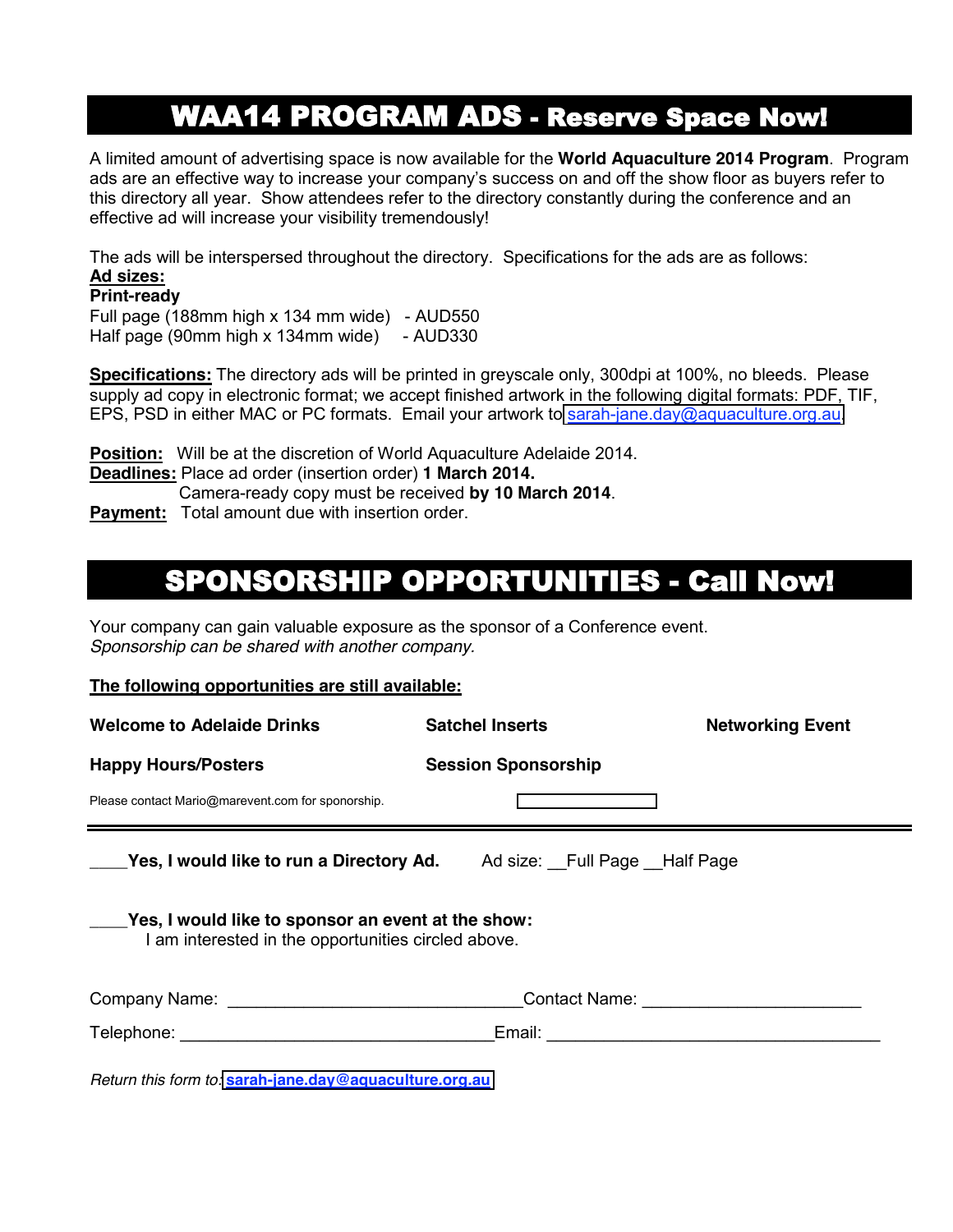# WAA14 PROGRAM ADS - Reserve Space Now!

A limited amount of advertising space is now available for the **World Aquaculture 2014 Program**. Program ads are an effective way to increase your company's success on and off the show floor as buyers refer to this directory all year. Show attendees refer to the directory constantly during the conference and an effective ad will increase your visibility tremendously!

The ads will be interspersed throughout the directory. Specifications for the ads are as follows:

**Ad sizes:**

**Print-ready**

Full page (188mm high x 134 mm wide) - AUD550
Half page (90mm high x 134mm wide) - AUD330

**Specifications:** The directory ads will be printed in greyscale only, 300dpi at 100%, no bleeds. Please supply ad copy in electronic format; we accept finished artwork in the following digital formats: PDF, TIF, EPS, PSD in either MAC or PC formats. Email your artwork to sarah-jane.day@aquaculture.org.au.

**Position:** Will be at the discretion of World Aquaculture Adelaide 2014.
**Deadlines:** Place ad order (insertion order) **1 March 2014.**
Camera-ready copy must be received **by 10 March 2014**.
**Payment:** Total amount due with insertion order.

# SPONSORSHIP OPPORTUNITIES - Call Now!

Your company can gain valuable exposure as the sponsor of a Conference event.
*Sponsorship can be shared with another company.*

**The following opportunities are still available:**

**Welcome to Adelaide Drinks** **Satchel Inserts** **Networking Event**

**Happy Hours/Posters** **Session Sponsorship**

Please contact Mario@marevent.com for sponorship.

---

____**Yes, I would like to run a Directory Ad.** Ad size: __Full Page __Half Page

____**Yes, I would like to sponsor an event at the show:**
I am interested in the opportunities circled above.

Company Name: ______________________________Contact Name: ______________________

Telephone: ________________________________Email: __________________________________

*Return this form to:* **sarah-jane.day@aquaculture.org.au**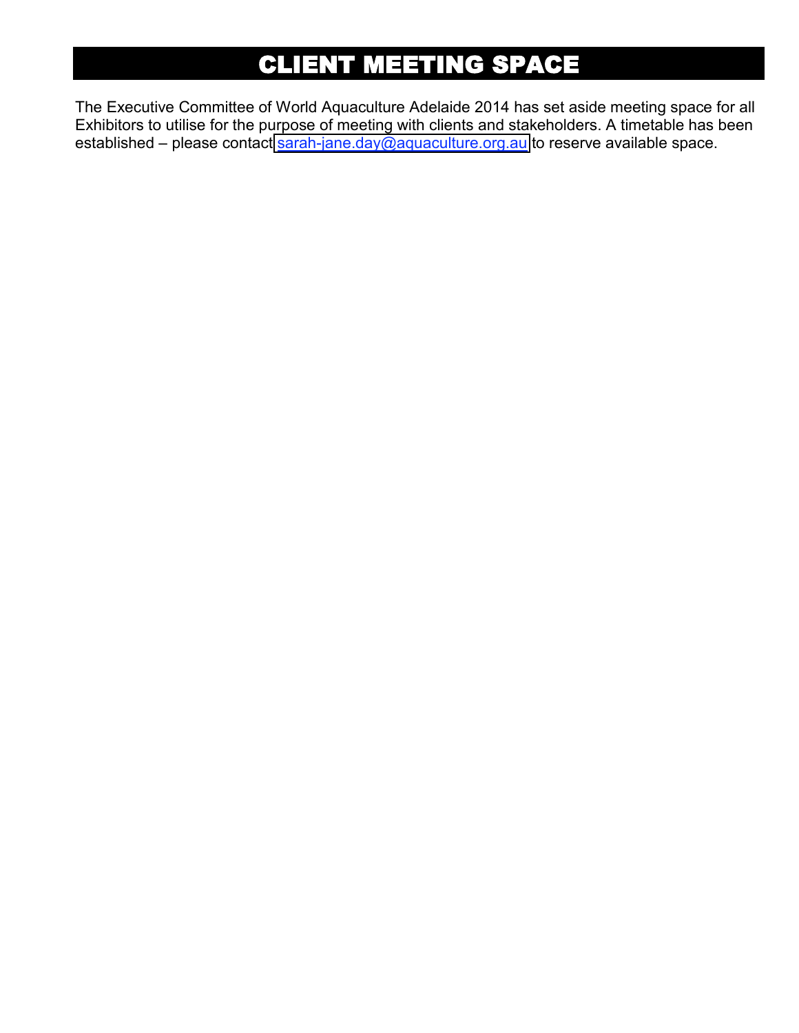# CLIENT MEETING SPACE

The Executive Committee of World Aquaculture Adelaide 2014 has set aside meeting space for all Exhibitors to utilise for the purpose of meeting with clients and stakeholders. A timetable has been established – please contact sarah-jane.day@aquaculture.org.au to reserve available space.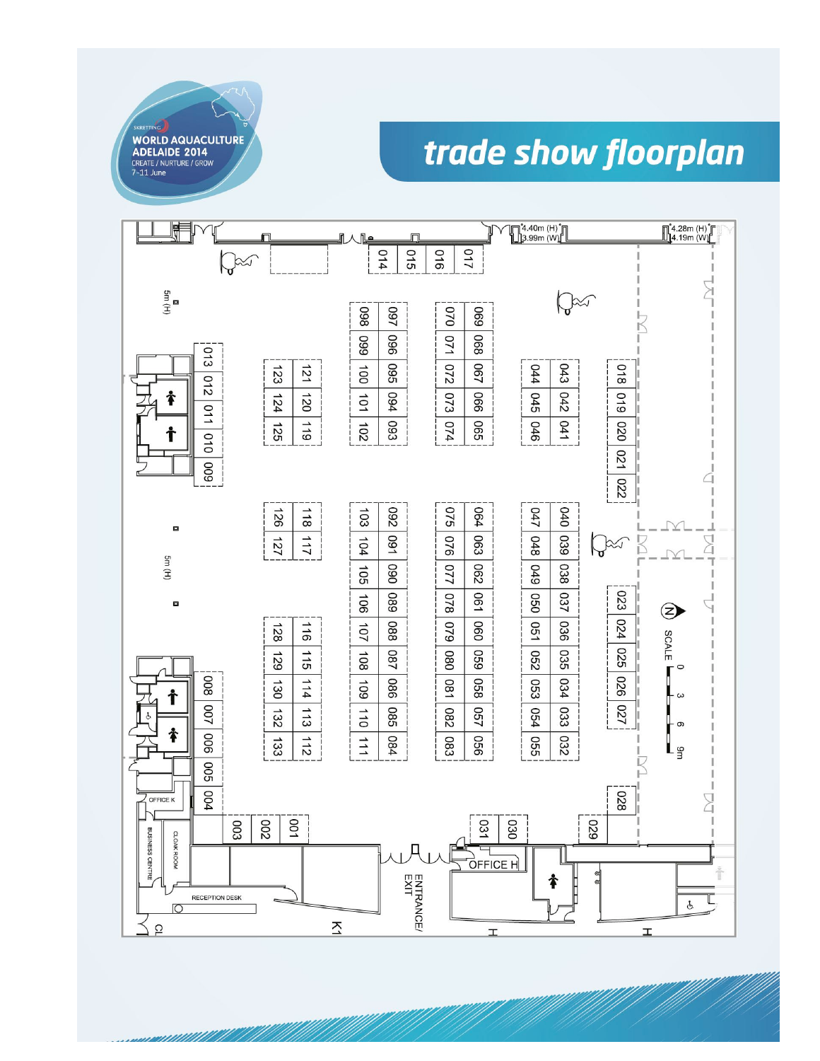SKRETTING

WORLD AQUACULTURE ADELAIDE 2014

CREATE / NURTURE / GROW

7–11 June

# trade show floorplan

4.40m (H) 3.99m (W)

4.28m (H) 4.19m (W)

5m (H)

5m (H)

SCALE 0 3 6 9m

OFFICE K

BUSINESS CENTRE

CLOAK ROOM

RECEPTION DESK

ENTRANCE/ EXIT

OFFICE H

CL

K1

H

H

001 002 003 004 005 006 007 008 009 010 011 012 013 014 015 016 017 018 019 020 021 022 023 024 025 026 027 028 029 030 031 032 033 034 035 036 037 038 039 040 041 042 043 044 045 046 047 048 049 050 051 052 053 054 055 056 057 058 059 060 061 062 063 064 065 066 067 068 069 070 071 072 073 074 075 076 077 078 079 080 081 082 083 084 085 086 087 088 089 090 091 092 093 094 095 096 097 098 099 100 101 102 103 104 105 106 107 108 109 110 111 112 113 114 115 116 117 118 119 120 121 123 124 125 126 127 128 129 130 132 133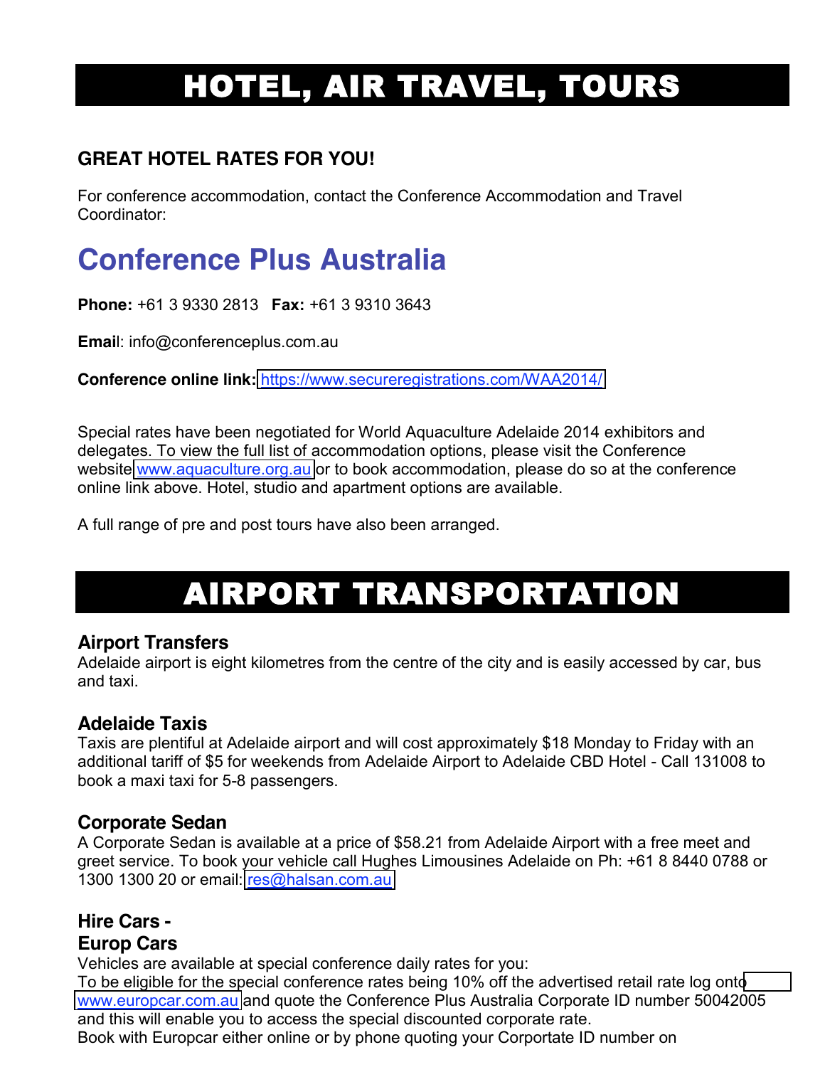# HOTEL, AIR TRAVEL, TOURS

### GREAT HOTEL RATES FOR YOU!

For conference accommodation, contact the Conference Accommodation and Travel Coordinator:

## Conference Plus Australia

**Phone:** +61 3 9330 2813   **Fax:** +61 3 9310 3643

**Email**: info@conferenceplus.com.au

**Conference online link:** https://www.secureregistrations.com/WAA2014/

Special rates have been negotiated for World Aquaculture Adelaide 2014 exhibitors and delegates. To view the full list of accommodation options, please visit the Conference website www.aquaculture.org.au or to book accommodation, please do so at the conference online link above. Hotel, studio and apartment options are available.

A full range of pre and post tours have also been arranged.

# AIRPORT TRANSPORTATION

### Airport Transfers

Adelaide airport is eight kilometres from the centre of the city and is easily accessed by car, bus and taxi.

### Adelaide Taxis

Taxis are plentiful at Adelaide airport and will cost approximately $18 Monday to Friday with an additional tariff of $5 for weekends from Adelaide Airport to Adelaide CBD Hotel - Call 131008 to book a maxi taxi for 5-8 passengers.

### Corporate Sedan

A Corporate Sedan is available at a price of $58.21 from Adelaide Airport with a free meet and greet service. To book your vehicle call Hughes Limousines Adelaide on Ph: +61 8 8440 0788 or 1300 1300 20 or email: res@halsan.com.au

### Hire Cars - Europ Cars

Vehicles are available at special conference daily rates for you:
To be eligible for the special conference rates being 10% off the advertised retail rate log onto www.europcar.com.au and quote the Conference Plus Australia Corporate ID number 50042005 and this will enable you to access the special discounted corporate rate.
Book with Europcar either online or by phone quoting your Corportate ID number on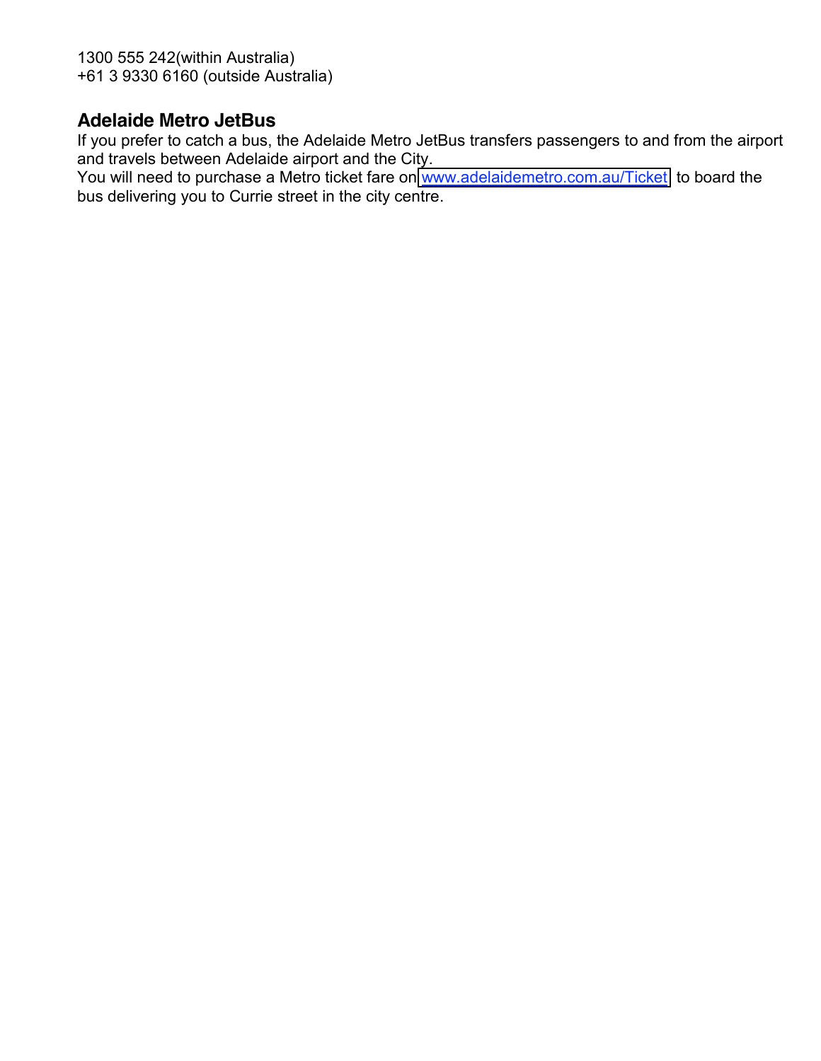1300 555 242(within Australia)
+61 3 9330 6160 (outside Australia)

## Adelaide Metro JetBus

If you prefer to catch a bus, the Adelaide Metro JetBus transfers passengers to and from the airport and travels between Adelaide airport and the City.
You will need to purchase a Metro ticket fare on www.adelaidemetro.com.au/Ticket to board the bus delivering you to Currie street in the city centre.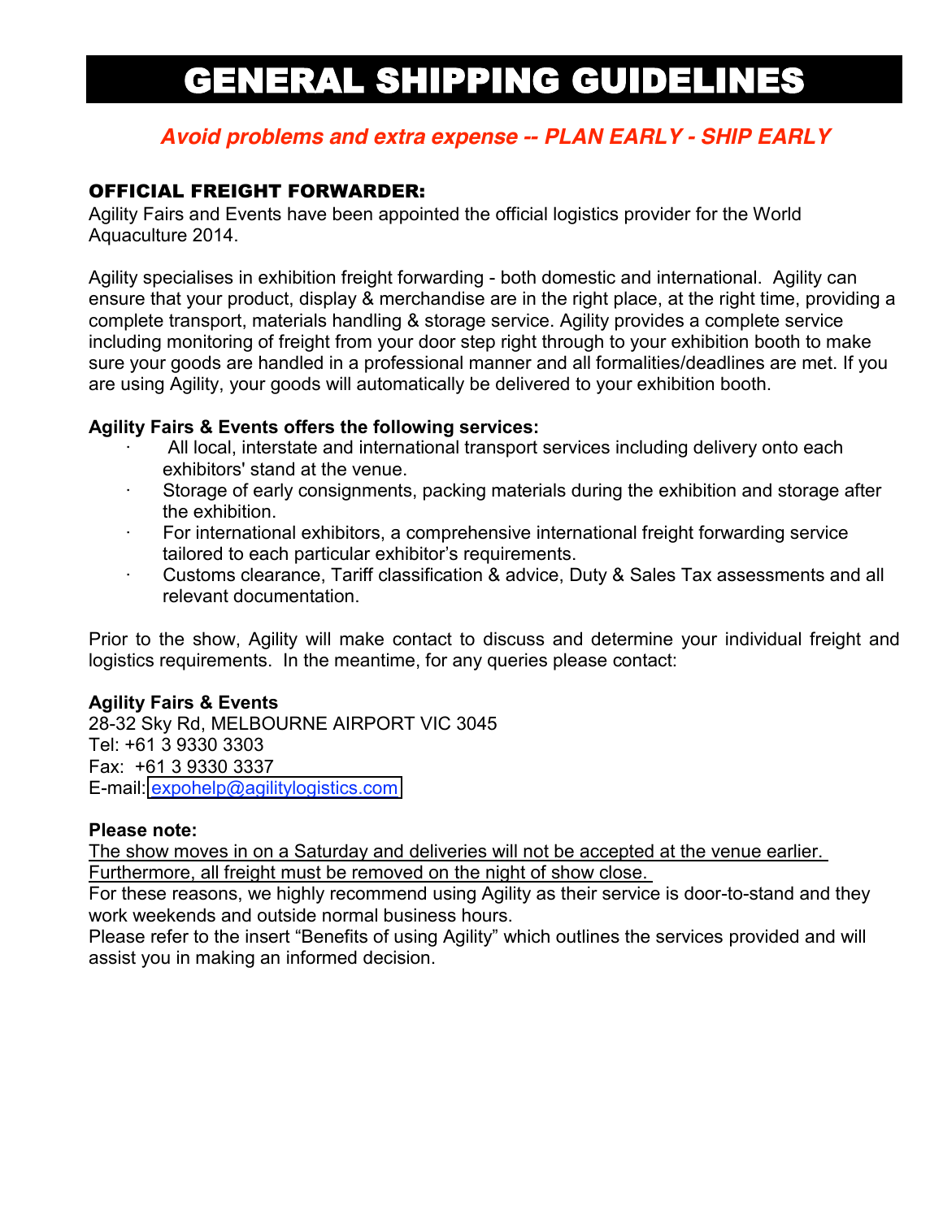# GENERAL SHIPPING GUIDELINES

***Avoid problems and extra expense -- PLAN EARLY - SHIP EARLY***

## OFFICIAL FREIGHT FORWARDER:

Agility Fairs and Events have been appointed the official logistics provider for the World Aquaculture 2014.

Agility specialises in exhibition freight forwarding - both domestic and international. Agility can ensure that your product, display & merchandise are in the right place, at the right time, providing a complete transport, materials handling & storage service. Agility provides a complete service including monitoring of freight from your door step right through to your exhibition booth to make sure your goods are handled in a professional manner and all formalities/deadlines are met. If you are using Agility, your goods will automatically be delivered to your exhibition booth.

**Agility Fairs & Events offers the following services:**

- All local, interstate and international transport services including delivery onto each exhibitors' stand at the venue.
- Storage of early consignments, packing materials during the exhibition and storage after the exhibition.
- For international exhibitors, a comprehensive international freight forwarding service tailored to each particular exhibitor's requirements.
- Customs clearance, Tariff classification & advice, Duty & Sales Tax assessments and all relevant documentation.

Prior to the show, Agility will make contact to discuss and determine your individual freight and logistics requirements. In the meantime, for any queries please contact:

**Agility Fairs & Events**
28-32 Sky Rd, MELBOURNE AIRPORT VIC 3045
Tel: +61 3 9330 3303
Fax: +61 3 9330 3337
E-mail: expohelp@agilitylogistics.com

**Please note:**
The show moves in on a Saturday and deliveries will not be accepted at the venue earlier. Furthermore, all freight must be removed on the night of show close.
For these reasons, we highly recommend using Agility as their service is door-to-stand and they work weekends and outside normal business hours.
Please refer to the insert "Benefits of using Agility" which outlines the services provided and will assist you in making an informed decision.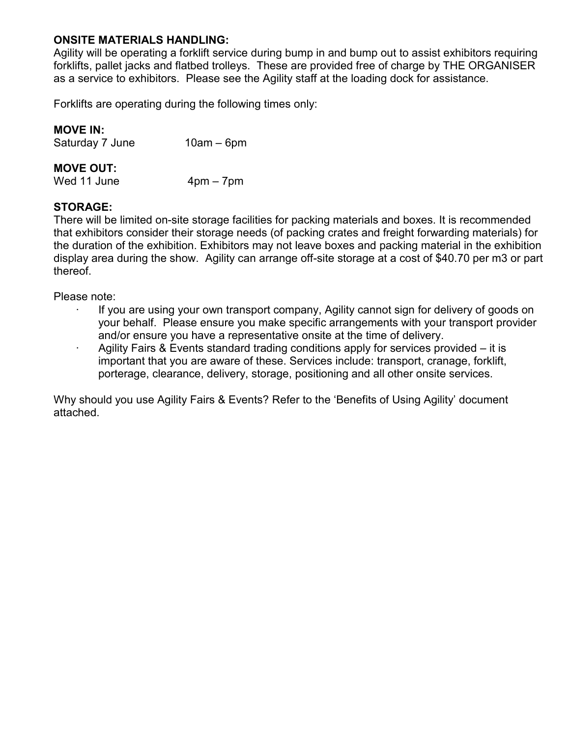**ONSITE MATERIALS HANDLING:**
Agility will be operating a forklift service during bump in and bump out to assist exhibitors requiring forklifts, pallet jacks and flatbed trolleys. These are provided free of charge by THE ORGANISER as a service to exhibitors. Please see the Agility staff at the loading dock for assistance.

Forklifts are operating during the following times only:

**MOVE IN:**
Saturday 7 June 10am – 6pm

**MOVE OUT:**
Wed 11 June 4pm – 7pm

**STORAGE:**
There will be limited on-site storage facilities for packing materials and boxes. It is recommended that exhibitors consider their storage needs (of packing crates and freight forwarding materials) for the duration of the exhibition. Exhibitors may not leave boxes and packing material in the exhibition display area during the show. Agility can arrange off-site storage at a cost of $40.70 per m3 or part thereof.

Please note:

- If you are using your own transport company, Agility cannot sign for delivery of goods on your behalf. Please ensure you make specific arrangements with your transport provider and/or ensure you have a representative onsite at the time of delivery.
- Agility Fairs & Events standard trading conditions apply for services provided – it is important that you are aware of these. Services include: transport, cranage, forklift, porterage, clearance, delivery, storage, positioning and all other onsite services.

Why should you use Agility Fairs & Events? Refer to the 'Benefits of Using Agility' document attached.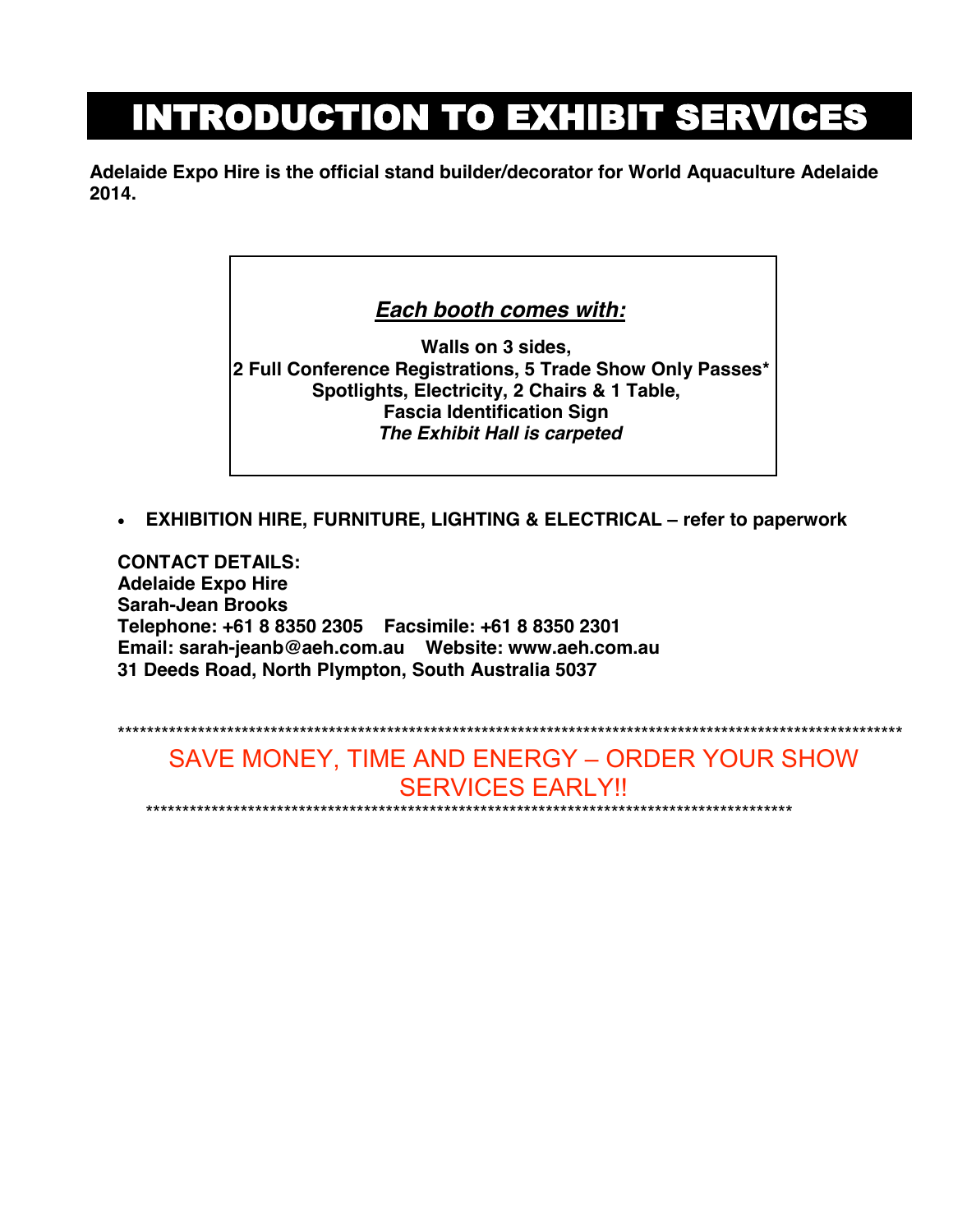# INTRODUCTION TO EXHIBIT SERVICES

**Adelaide Expo Hire is the official stand builder/decorator for World Aquaculture Adelaide 2014.**

***Each booth comes with:***

**Walls on 3 sides,**
**2 Full Conference Registrations, 5 Trade Show Only Passes***
**Spotlights, Electricity, 2 Chairs & 1 Table,**
**Fascia Identification Sign**
***The Exhibit Hall is carpeted***

- **EXHIBITION HIRE, FURNITURE, LIGHTING & ELECTRICAL – refer to paperwork**

**CONTACT DETAILS:**
**Adelaide Expo Hire**
**Sarah-Jean Brooks**
**Telephone: +61 8 8350 2305 Facsimile: +61 8 8350 2301**
**Email: sarah-jeanb@aeh.com.au Website: www.aeh.com.au**
**31 Deeds Road, North Plympton, South Australia 5037**

************************************************************************************************************

SAVE MONEY, TIME AND ENERGY – ORDER YOUR SHOW SERVICES EARLY!!

************************************************************************************************************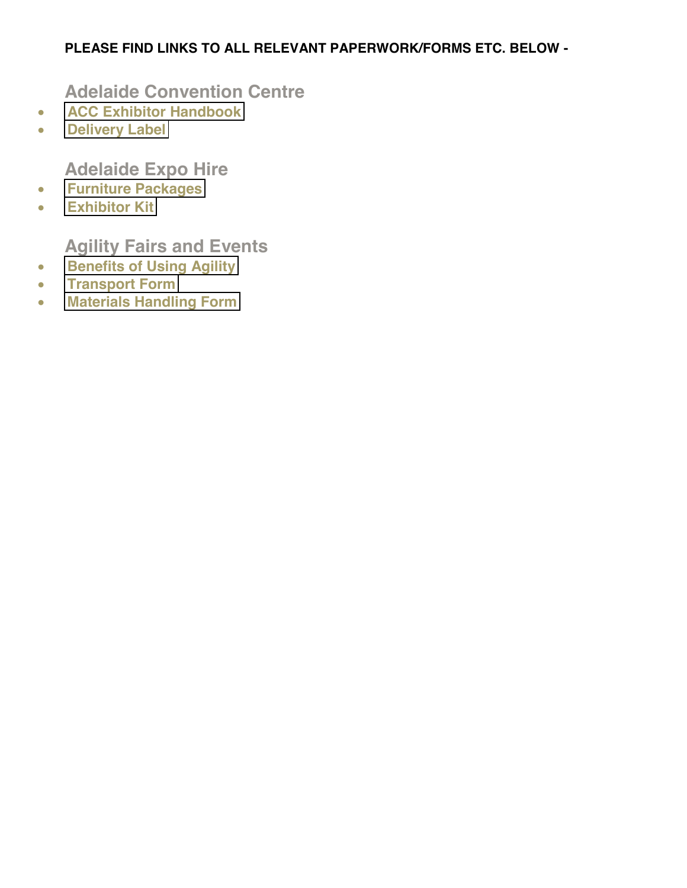**PLEASE FIND LINKS TO ALL RELEVANT PAPERWORK/FORMS ETC. BELOW -**

## Adelaide Convention Centre

- ACC Exhibitor Handbook
- Delivery Label

## Adelaide Expo Hire

- Furniture Packages
- Exhibitor Kit

## Agility Fairs and Events

- Benefits of Using Agility
- Transport Form
- Materials Handling Form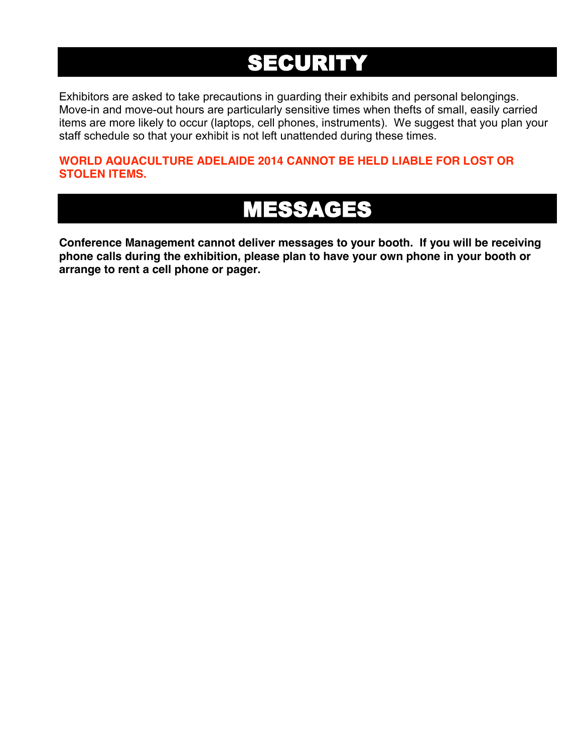# SECURITY

Exhibitors are asked to take precautions in guarding their exhibits and personal belongings. Move-in and move-out hours are particularly sensitive times when thefts of small, easily carried items are more likely to occur (laptops, cell phones, instruments). We suggest that you plan your staff schedule so that your exhibit is not left unattended during these times.

**WORLD AQUACULTURE ADELAIDE 2014 CANNOT BE HELD LIABLE FOR LOST OR STOLEN ITEMS.**

# MESSAGES

**Conference Management cannot deliver messages to your booth. If you will be receiving phone calls during the exhibition, please plan to have your own phone in your booth or arrange to rent a cell phone or pager.**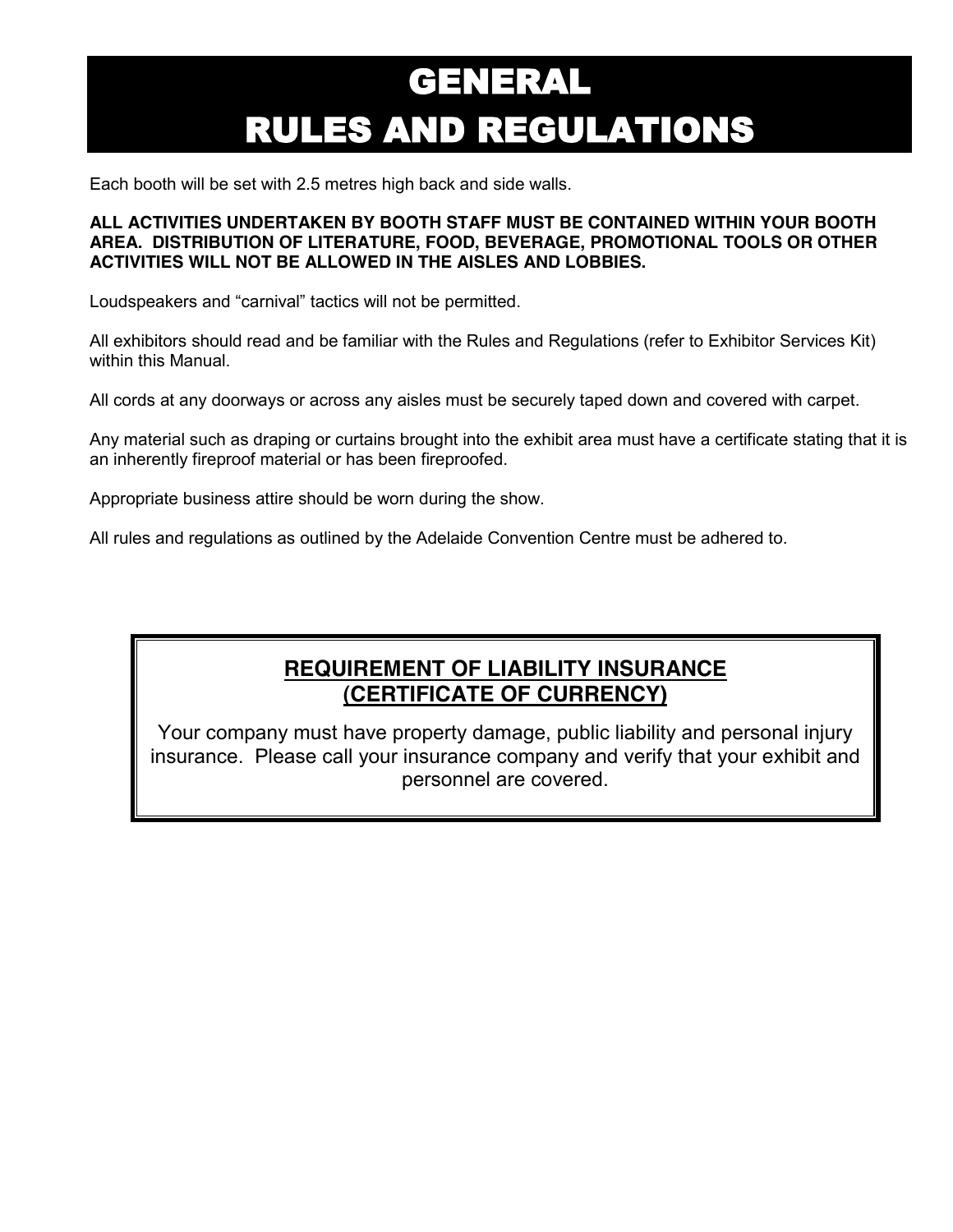# GENERAL RULES AND REGULATIONS

Each booth will be set with 2.5 metres high back and side walls.

**ALL ACTIVITIES UNDERTAKEN BY BOOTH STAFF MUST BE CONTAINED WITHIN YOUR BOOTH AREA. DISTRIBUTION OF LITERATURE, FOOD, BEVERAGE, PROMOTIONAL TOOLS OR OTHER ACTIVITIES WILL NOT BE ALLOWED IN THE AISLES AND LOBBIES.**

Loudspeakers and "carnival" tactics will not be permitted.

All exhibitors should read and be familiar with the Rules and Regulations (refer to Exhibitor Services Kit) within this Manual.

All cords at any doorways or across any aisles must be securely taped down and covered with carpet.

Any material such as draping or curtains brought into the exhibit area must have a certificate stating that it is an inherently fireproof material or has been fireproofed.

Appropriate business attire should be worn during the show.

All rules and regulations as outlined by the Adelaide Convention Centre must be adhered to.

## REQUIREMENT OF LIABILITY INSURANCE (CERTIFICATE OF CURRENCY)

Your company must have property damage, public liability and personal injury insurance. Please call your insurance company and verify that your exhibit and personnel are covered.